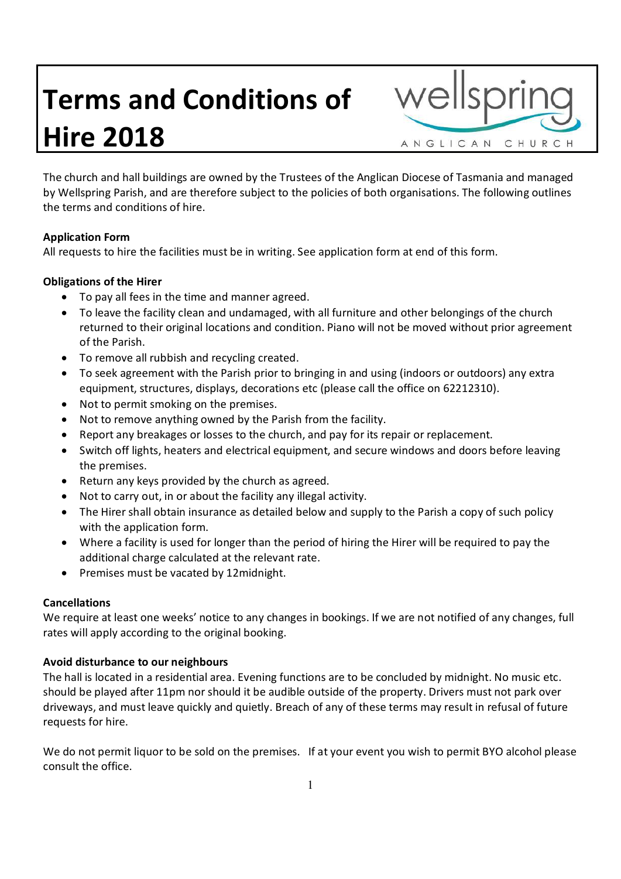# Terms and Conditions of Hire 2018

The church and hall buildings are owned by the Trustees of the Anglican Diocese of Tasmania and managed by Wellspring Parish, and are therefore subject to the policies of both organisations. The following outlines the terms and conditions of hire.

**Application Form**
All requests to hire the facilities must be in writing. See application form at end of this form.

**Obligations of the Hirer**

- To pay all fees in the time and manner agreed.
- To leave the facility clean and undamaged, with all furniture and other belongings of the church returned to their original locations and condition. Piano will not be moved without prior agreement of the Parish.
- To remove all rubbish and recycling created.
- To seek agreement with the Parish prior to bringing in and using (indoors or outdoors) any extra equipment, structures, displays, decorations etc (please call the office on 62212310).
- Not to permit smoking on the premises.
- Not to remove anything owned by the Parish from the facility.
- Report any breakages or losses to the church, and pay for its repair or replacement.
- Switch off lights, heaters and electrical equipment, and secure windows and doors before leaving the premises.
- Return any keys provided by the church as agreed.
- Not to carry out, in or about the facility any illegal activity.
- The Hirer shall obtain insurance as detailed below and supply to the Parish a copy of such policy with the application form.
- Where a facility is used for longer than the period of hiring the Hirer will be required to pay the additional charge calculated at the relevant rate.
- Premises must be vacated by 12midnight.

**Cancellations**
We require at least one weeks' notice to any changes in bookings. If we are not notified of any changes, full rates will apply according to the original booking.

**Avoid disturbance to our neighbours**
The hall is located in a residential area. Evening functions are to be concluded by midnight. No music etc. should be played after 11pm nor should it be audible outside of the property. Drivers must not park over driveways, and must leave quickly and quietly. Breach of any of these terms may result in refusal of future requests for hire.

We do not permit liquor to be sold on the premises. If at your event you wish to permit BYO alcohol please consult the office.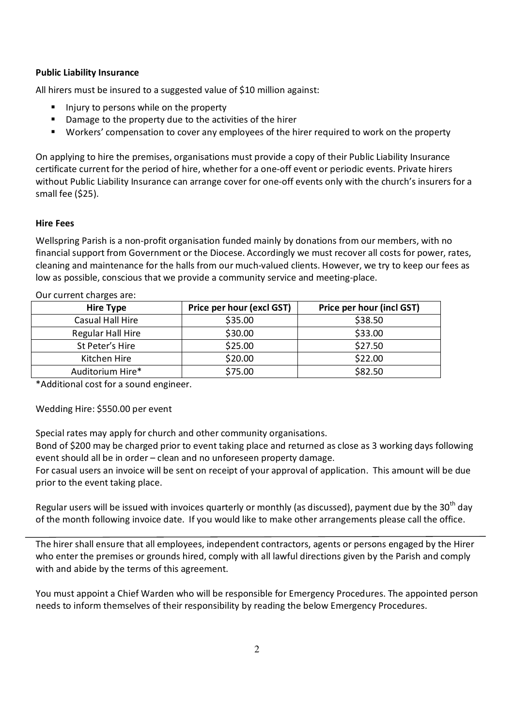**Public Liability Insurance**

All hirers must be insured to a suggested value of $10 million against:

- Injury to persons while on the property
- Damage to the property due to the activities of the hirer
- Workers' compensation to cover any employees of the hirer required to work on the property

On applying to hire the premises, organisations must provide a copy of their Public Liability Insurance certificate current for the period of hire, whether for a one-off event or periodic events. Private hirers without Public Liability Insurance can arrange cover for one-off events only with the church's insurers for a small fee ($25).

**Hire Fees**

Wellspring Parish is a non-profit organisation funded mainly by donations from our members, with no financial support from Government or the Diocese. Accordingly we must recover all costs for power, rates, cleaning and maintenance for the halls from our much-valued clients. However, we try to keep our fees as low as possible, conscious that we provide a community service and meeting-place.

Our current charges are:

| Hire Type | Price per hour (excl GST) | Price per hour (incl GST) |
|---|---|---|
| Casual Hall Hire | $35.00 | $38.50 |
| Regular Hall Hire | $30.00 | $33.00 |
| St Peter's Hire | $25.00 | $27.50 |
| Kitchen Hire | $20.00 | $22.00 |
| Auditorium Hire* | $75.00 | $82.50 |

*Additional cost for a sound engineer.

Wedding Hire: $550.00 per event

Special rates may apply for church and other community organisations.
Bond of $200 may be charged prior to event taking place and returned as close as 3 working days following event should all be in order – clean and no unforeseen property damage.
For casual users an invoice will be sent on receipt of your approval of application. This amount will be due prior to the event taking place.

Regular users will be issued with invoices quarterly or monthly (as discussed), payment due by the 30th day of the month following invoice date. If you would like to make other arrangements please call the office.

---

The hirer shall ensure that all employees, independent contractors, agents or persons engaged by the Hirer who enter the premises or grounds hired, comply with all lawful directions given by the Parish and comply with and abide by the terms of this agreement.

You must appoint a Chief Warden who will be responsible for Emergency Procedures. The appointed person needs to inform themselves of their responsibility by reading the below Emergency Procedures.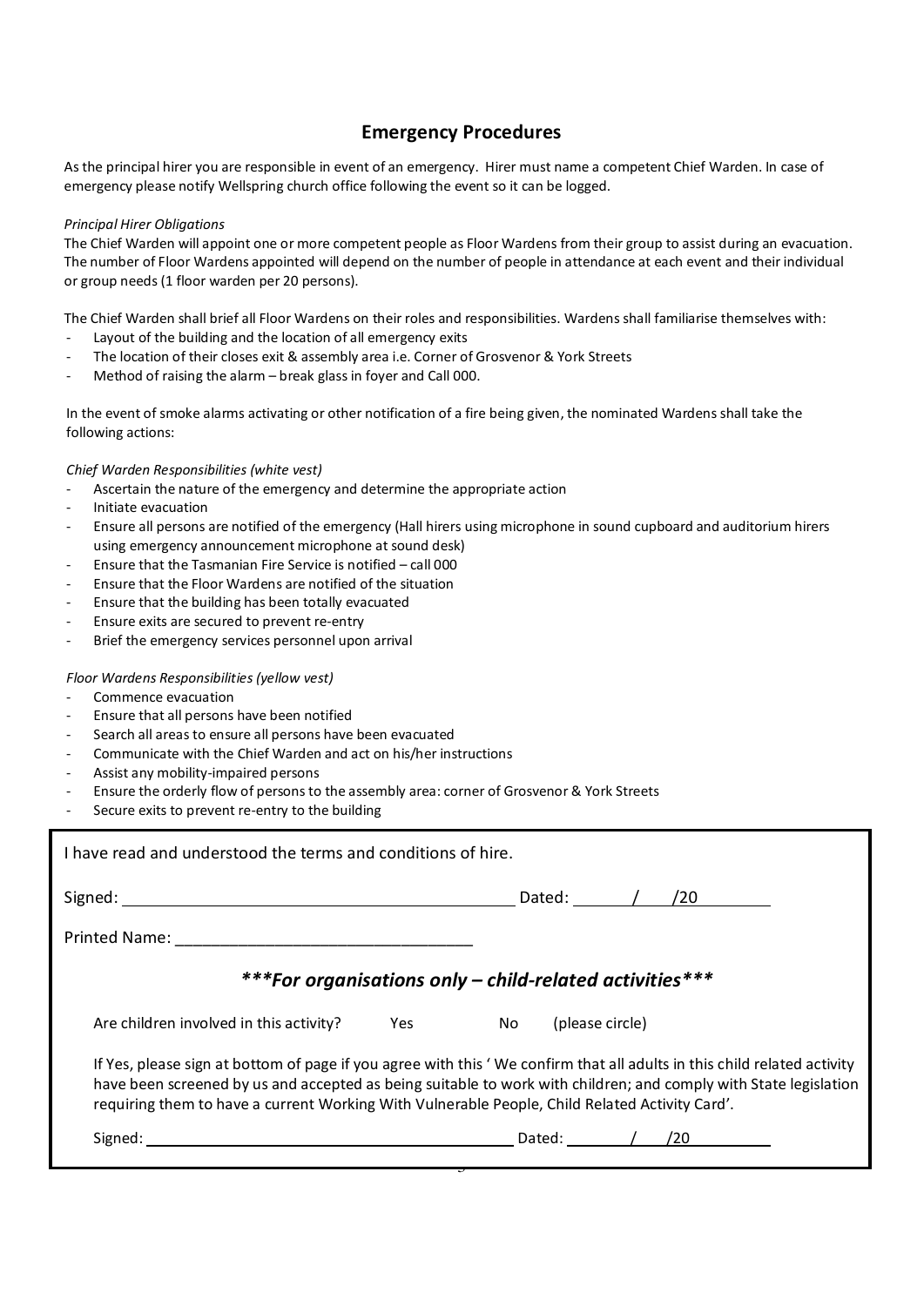## Emergency Procedures

As the principal hirer you are responsible in event of an emergency. Hirer must name a competent Chief Warden. In case of emergency please notify Wellspring church office following the event so it can be logged.

*Principal Hirer Obligations*

The Chief Warden will appoint one or more competent people as Floor Wardens from their group to assist during an evacuation. The number of Floor Wardens appointed will depend on the number of people in attendance at each event and their individual or group needs (1 floor warden per 20 persons).

The Chief Warden shall brief all Floor Wardens on their roles and responsibilities. Wardens shall familiarise themselves with:

- Layout of the building and the location of all emergency exits
- The location of their closes exit & assembly area i.e. Corner of Grosvenor & York Streets
- Method of raising the alarm – break glass in foyer and Call 000.

In the event of smoke alarms activating or other notification of a fire being given, the nominated Wardens shall take the following actions:

*Chief Warden Responsibilities (white vest)*

- Ascertain the nature of the emergency and determine the appropriate action
- Initiate evacuation
- Ensure all persons are notified of the emergency (Hall hirers using microphone in sound cupboard and auditorium hirers using emergency announcement microphone at sound desk)
- Ensure that the Tasmanian Fire Service is notified – call 000
- Ensure that the Floor Wardens are notified of the situation
- Ensure that the building has been totally evacuated
- Ensure exits are secured to prevent re-entry
- Brief the emergency services personnel upon arrival

*Floor Wardens Responsibilities (yellow vest)*

- Commence evacuation
- Ensure that all persons have been notified
- Search all areas to ensure all persons have been evacuated
- Communicate with the Chief Warden and act on his/her instructions
- Assist any mobility-impaired persons
- Ensure the orderly flow of persons to the assembly area: corner of Grosvenor & York Streets
- Secure exits to prevent re-entry to the building

I have read and understood the terms and conditions of hire.

Signed: ______________________________ Dated: ____/____/20______

Printed Name: ______________________________

***\*\*\*For organisations only – child-related activities\*\*\****

Are children involved in this activity? Yes No (please circle)

If Yes, please sign at bottom of page if you agree with this ' We confirm that all adults in this child related activity have been screened by us and accepted as being suitable to work with children; and comply with State legislation requiring them to have a current Working With Vulnerable People, Child Related Activity Card'.

Signed: ______________________________ Dated: ____/____/20______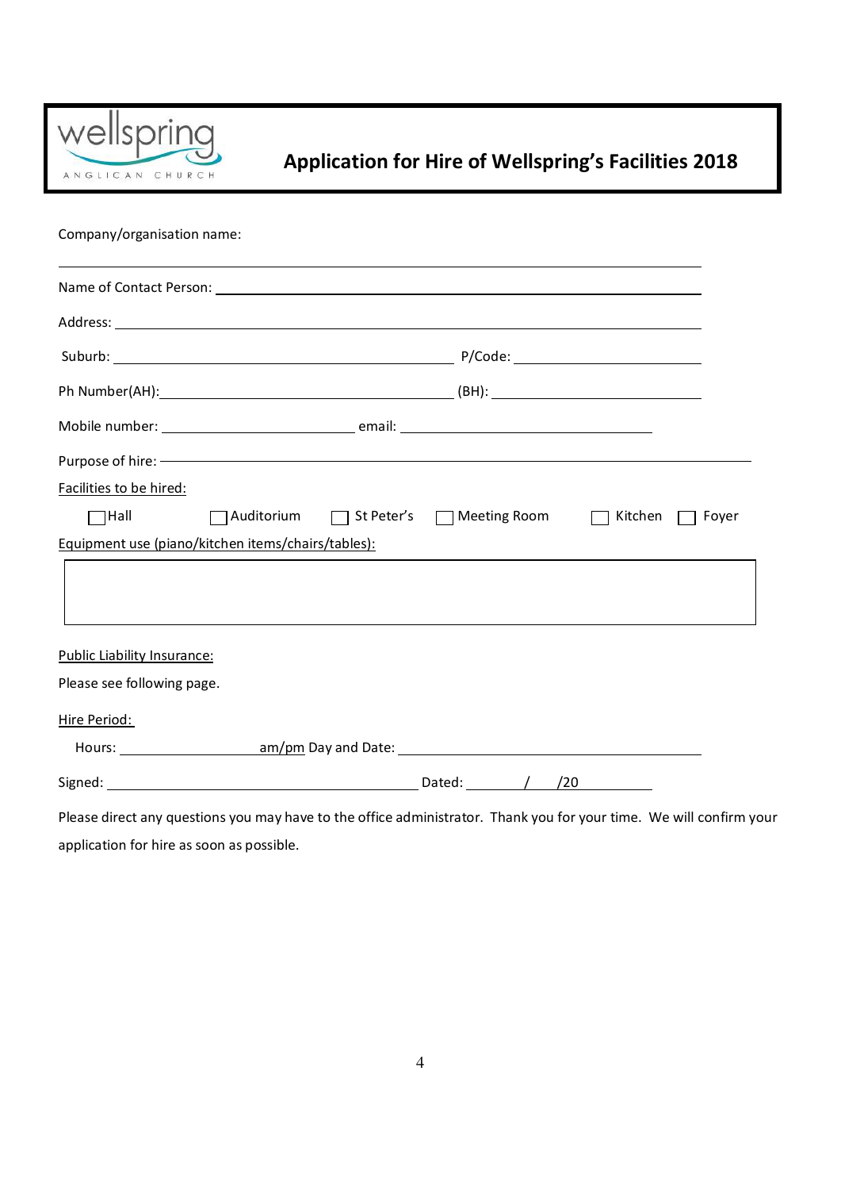# Application for Hire of Wellspring's Facilities 2018

Company/organisation name:

______________________________________________________________

Name of Contact Person: ______________________________________________

Address: ______________________________________________________

Suburb: ______________________________ P/Code: ____________________

Ph Number(AH):___________________________ (BH): ____________________

Mobile number: ____________________ email: ___________________________

Purpose of hire: ____________________________________________________

Facilities to be hired:

☐ Hall ☐ Auditorium ☐ St Peter's ☐ Meeting Room ☐ Kitchen ☐ Foyer

Equipment use (piano/kitchen items/chairs/tables):

| |
|---|
| |

Public Liability Insurance:

Please see following page.

Hire Period:

Hours: ______________ am/pm Day and Date: ______________________________

Signed: ______________________________ Dated: _______ / ____ /20 ________

Please direct any questions you may have to the office administrator. Thank you for your time. We will confirm your application for hire as soon as possible.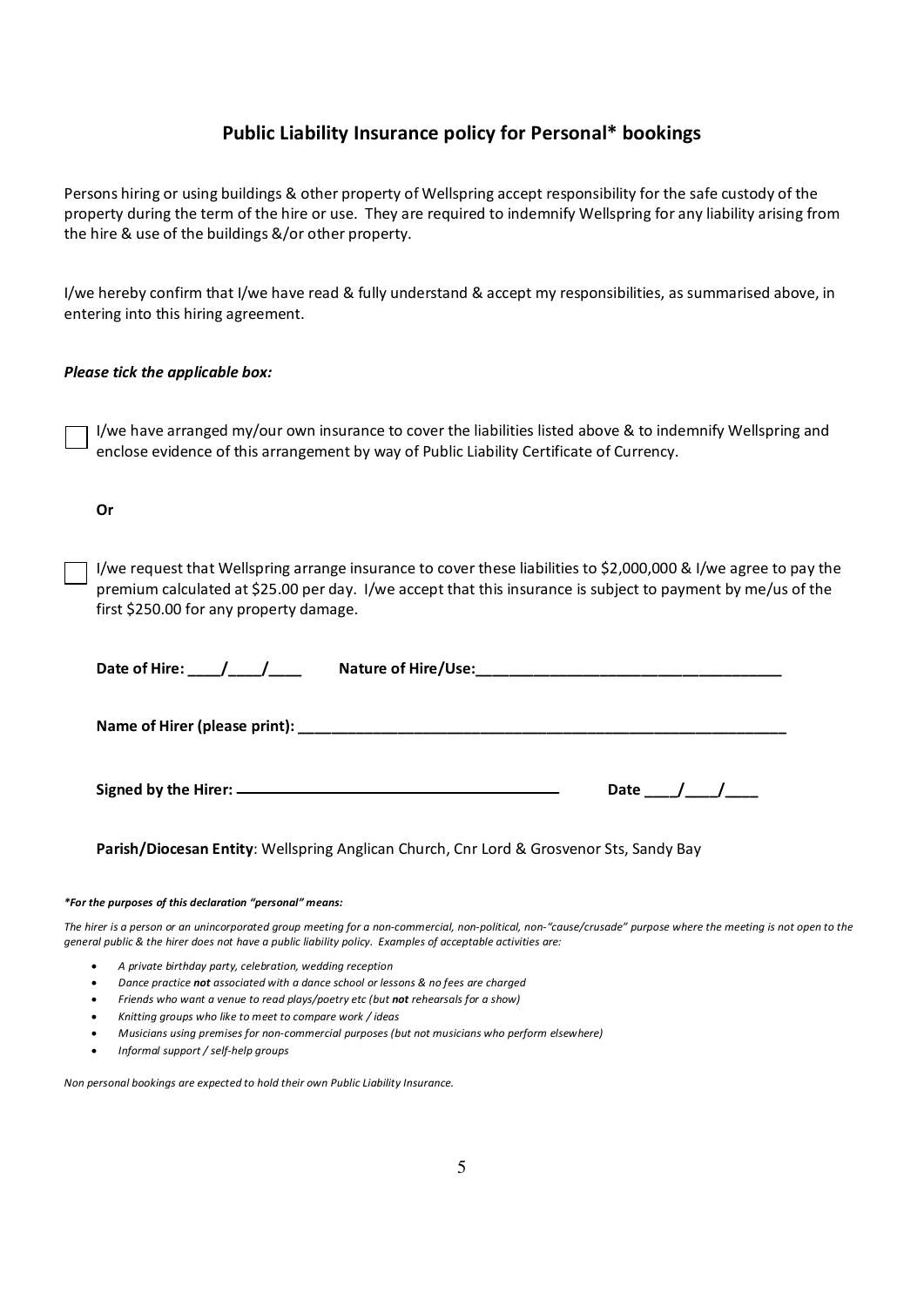## Public Liability Insurance policy for Personal* bookings

Persons hiring or using buildings & other property of Wellspring accept responsibility for the safe custody of the property during the term of the hire or use. They are required to indemnify Wellspring for any liability arising from the hire & use of the buildings &/or other property.

I/we hereby confirm that I/we have read & fully understand & accept my responsibilities, as summarised above, in entering into this hiring agreement.

***Please tick the applicable box:***

☐ I/we have arranged my/our own insurance to cover the liabilities listed above & to indemnify Wellspring and enclose evidence of this arrangement by way of Public Liability Certificate of Currency.

**Or**

☐ I/we request that Wellspring arrange insurance to cover these liabilities to $2,000,000 & I/we agree to pay the premium calculated at $25.00 per day. I/we accept that this insurance is subject to payment by me/us of the first $250.00 for any property damage.

**Date of Hire: ____/____/____** **Nature of Hire/Use:_____________________________________**

**Name of Hirer (please print): ___________________________________________________________**

**Signed by the Hirer: ______________________________________** **Date ____/____/____**

**Parish/Diocesan Entity**: Wellspring Anglican Church, Cnr Lord & Grosvenor Sts, Sandy Bay

***\*For the purposes of this declaration "personal" means:***

*The hirer is a person or an unincorporated group meeting for a non-commercial, non-political, non-"cause/crusade" purpose where the meeting is not open to the general public & the hirer does not have a public liability policy. Examples of acceptable activities are:*

- *A private birthday party, celebration, wedding reception*
- *Dance practice **not** associated with a dance school or lessons & no fees are charged*
- *Friends who want a venue to read plays/poetry etc (but **not** rehearsals for a show)*
- *Knitting groups who like to meet to compare work / ideas*
- *Musicians using premises for non-commercial purposes (but not musicians who perform elsewhere)*
- *Informal support / self-help groups*

*Non personal bookings are expected to hold their own Public Liability Insurance.*